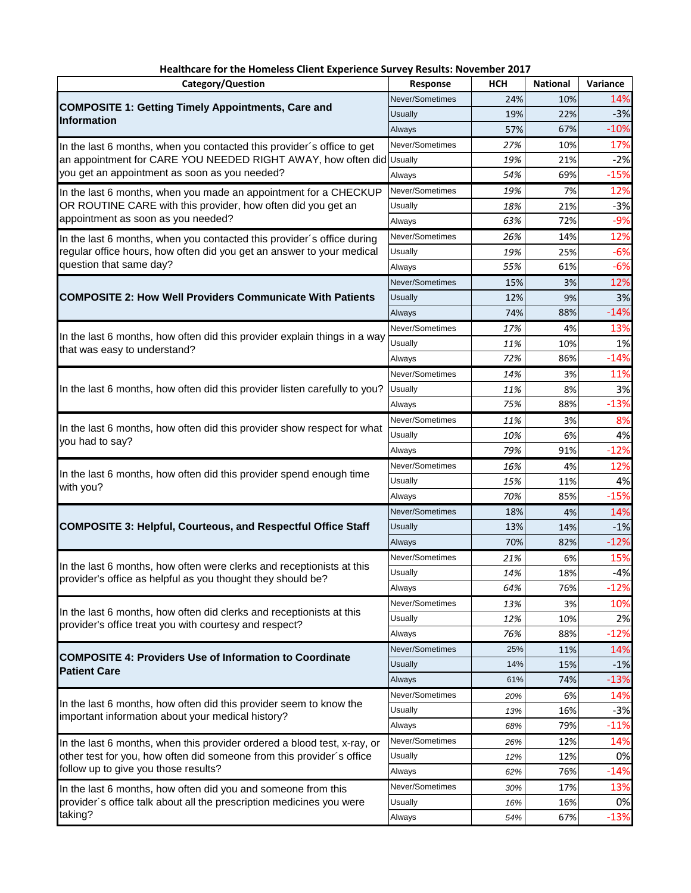**Healthcare for the Homeless Client Experience Survey Results: November 2017**

| Category/Question | Response | HCH | National | Variance |
|---|---|---|---|---|
| **COMPOSITE 1: Getting Timely Appointments, Care and Information** | Never/Sometimes | 24% | 10% | 14% |
| | Usually | 19% | 22% | -3% |
| | Always | 57% | 67% | -10% |
| In the last 6 months, when you contacted this provider´s office to get an appointment for CARE YOU NEEDED RIGHT AWAY, how often did you get an appointment as soon as you needed? | Never/Sometimes | 27% | 10% | 17% |
| | Usually | 19% | 21% | -2% |
| | Always | 54% | 69% | -15% |
| In the last 6 months, when you made an appointment for a CHECKUP OR ROUTINE CARE with this provider, how often did you get an appointment as soon as you needed? | Never/Sometimes | 19% | 7% | 12% |
| | Usually | 18% | 21% | -3% |
| | Always | 63% | 72% | -9% |
| In the last 6 months, when you contacted this provider´s office during regular office hours, how often did you get an answer to your medical question that same day? | Never/Sometimes | 26% | 14% | 12% |
| | Usually | 19% | 25% | -6% |
| | Always | 55% | 61% | -6% |
| **COMPOSITE 2: How Well Providers Communicate With Patients** | Never/Sometimes | 15% | 3% | 12% |
| | Usually | 12% | 9% | 3% |
| | Always | 74% | 88% | -14% |
| In the last 6 months, how often did this provider explain things in a way that was easy to understand? | Never/Sometimes | 17% | 4% | 13% |
| | Usually | 11% | 10% | 1% |
| | Always | 72% | 86% | -14% |
| In the last 6 months, how often did this provider listen carefully to you? | Never/Sometimes | 14% | 3% | 11% |
| | Usually | 11% | 8% | 3% |
| | Always | 75% | 88% | -13% |
| In the last 6 months, how often did this provider show respect for what you had to say? | Never/Sometimes | 11% | 3% | 8% |
| | Usually | 10% | 6% | 4% |
| | Always | 79% | 91% | -12% |
| In the last 6 months, how often did this provider spend enough time with you? | Never/Sometimes | 16% | 4% | 12% |
| | Usually | 15% | 11% | 4% |
| | Always | 70% | 85% | -15% |
| **COMPOSITE 3: Helpful, Courteous, and Respectful Office Staff** | Never/Sometimes | 18% | 4% | 14% |
| | Usually | 13% | 14% | -1% |
| | Always | 70% | 82% | -12% |
| In the last 6 months, how often were clerks and receptionists at this provider's office as helpful as you thought they should be? | Never/Sometimes | 21% | 6% | 15% |
| | Usually | 14% | 18% | -4% |
| | Always | 64% | 76% | -12% |
| In the last 6 months, how often did clerks and receptionists at this provider's office treat you with courtesy and respect? | Never/Sometimes | 13% | 3% | 10% |
| | Usually | 12% | 10% | 2% |
| | Always | 76% | 88% | -12% |
| **COMPOSITE 4: Providers Use of Information to Coordinate Patient Care** | Never/Sometimes | 25% | 11% | 14% |
| | Usually | 14% | 15% | -1% |
| | Always | 61% | 74% | -13% |
| In the last 6 months, how often did this provider seem to know the important information about your medical history? | Never/Sometimes | 20% | 6% | 14% |
| | Usually | 13% | 16% | -3% |
| | Always | 68% | 79% | -11% |
| In the last 6 months, when this provider ordered a blood test, x-ray, or other test for you, how often did someone from this provider´s office follow up to give you those results? | Never/Sometimes | 26% | 12% | 14% |
| | Usually | 12% | 12% | 0% |
| | Always | 62% | 76% | -14% |
| In the last 6 months, how often did you and someone from this provider´s office talk about all the prescription medicines you were taking? | Never/Sometimes | 30% | 17% | 13% |
| | Usually | 16% | 16% | 0% |
| | Always | 54% | 67% | -13% |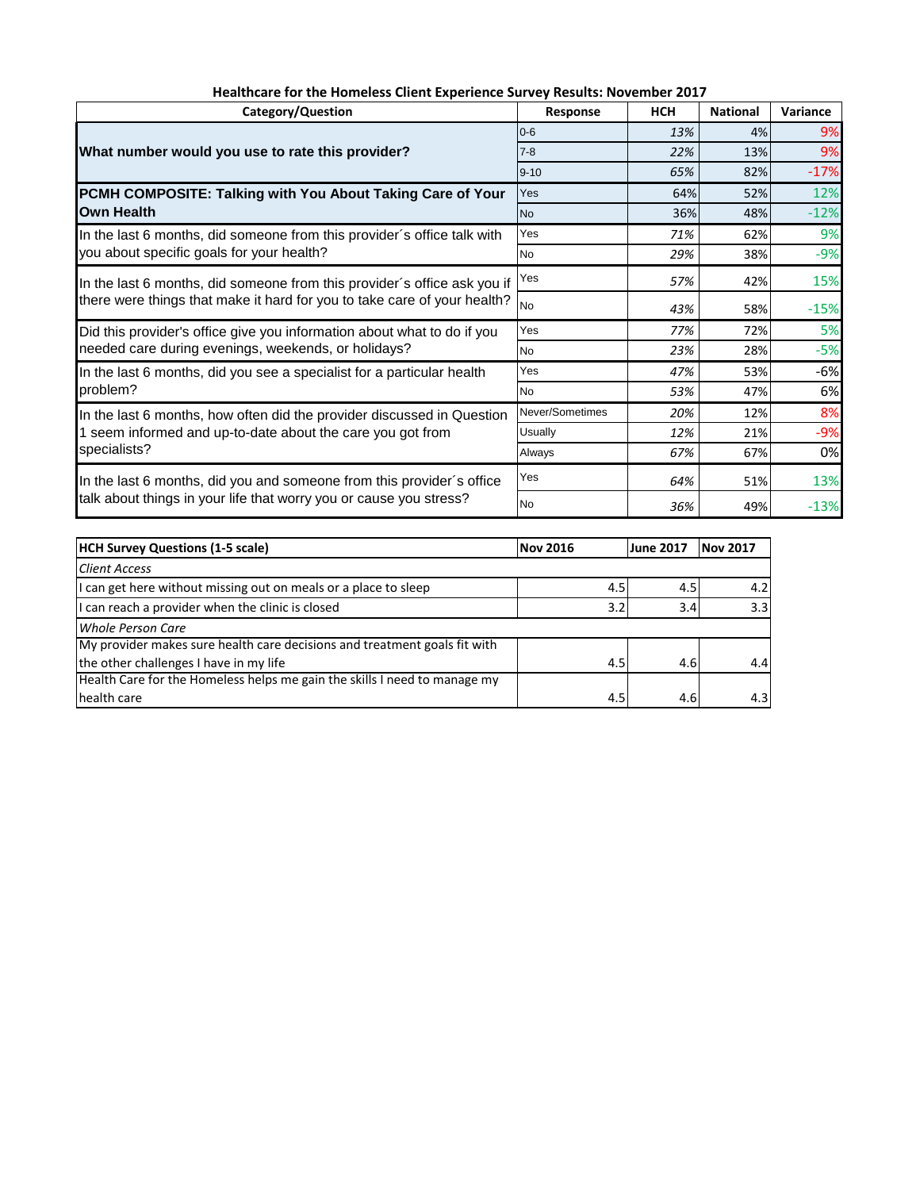**Healthcare for the Homeless Client Experience Survey Results: November 2017**

| Category/Question | Response | HCH | National | Variance |
|---|---|---|---|---|
| **What number would you use to rate this provider?** | 0-6 | *13%* | 4% | 9% |
| | 7-8 | *22%* | 13% | 9% |
| | 9-10 | *65%* | 82% | -17% |
| **PCMH COMPOSITE: Talking with You About Taking Care of Your Own Health** | Yes | 64% | 52% | 12% |
| | No | 36% | 48% | -12% |
| In the last 6 months, did someone from this provider´s office talk with you about specific goals for your health? | Yes | *71%* | 62% | 9% |
| | No | *29%* | 38% | -9% |
| In the last 6 months, did someone from this provider´s office ask you if there were things that make it hard for you to take care of your health? | Yes | *57%* | 42% | 15% |
| | No | *43%* | 58% | -15% |
| Did this provider's office give you information about what to do if you needed care during evenings, weekends, or holidays? | Yes | *77%* | 72% | 5% |
| | No | *23%* | 28% | -5% |
| In the last 6 months, did you see a specialist for a particular health problem? | Yes | *47%* | 53% | -6% |
| | No | *53%* | 47% | 6% |
| In the last 6 months, how often did the provider discussed in Question 1 seem informed and up-to-date about the care you got from specialists? | Never/Sometimes | *20%* | 12% | 8% |
| | Usually | *12%* | 21% | -9% |
| | Always | *67%* | 67% | 0% |
| In the last 6 months, did you and someone from this provider´s office talk about things in your life that worry you or cause you stress? | Yes | *64%* | 51% | 13% |
| | No | *36%* | 49% | -13% |

| **HCH Survey Questions (1-5 scale)** | **Nov 2016** | **June 2017** | **Nov 2017** |
|---|---|---|---|
| *Client Access* | | | |
| I can get here without missing out on meals or a place to sleep | 4.5 | 4.5 | 4.2 |
| I can reach a provider when the clinic is closed | 3.2 | 3.4 | 3.3 |
| *Whole Person Care* | | | |
| My provider makes sure health care decisions and treatment goals fit with the other challenges I have in my life | 4.5 | 4.6 | 4.4 |
| Health Care for the Homeless helps me gain the skills I need to manage my health care | 4.5 | 4.6 | 4.3 |